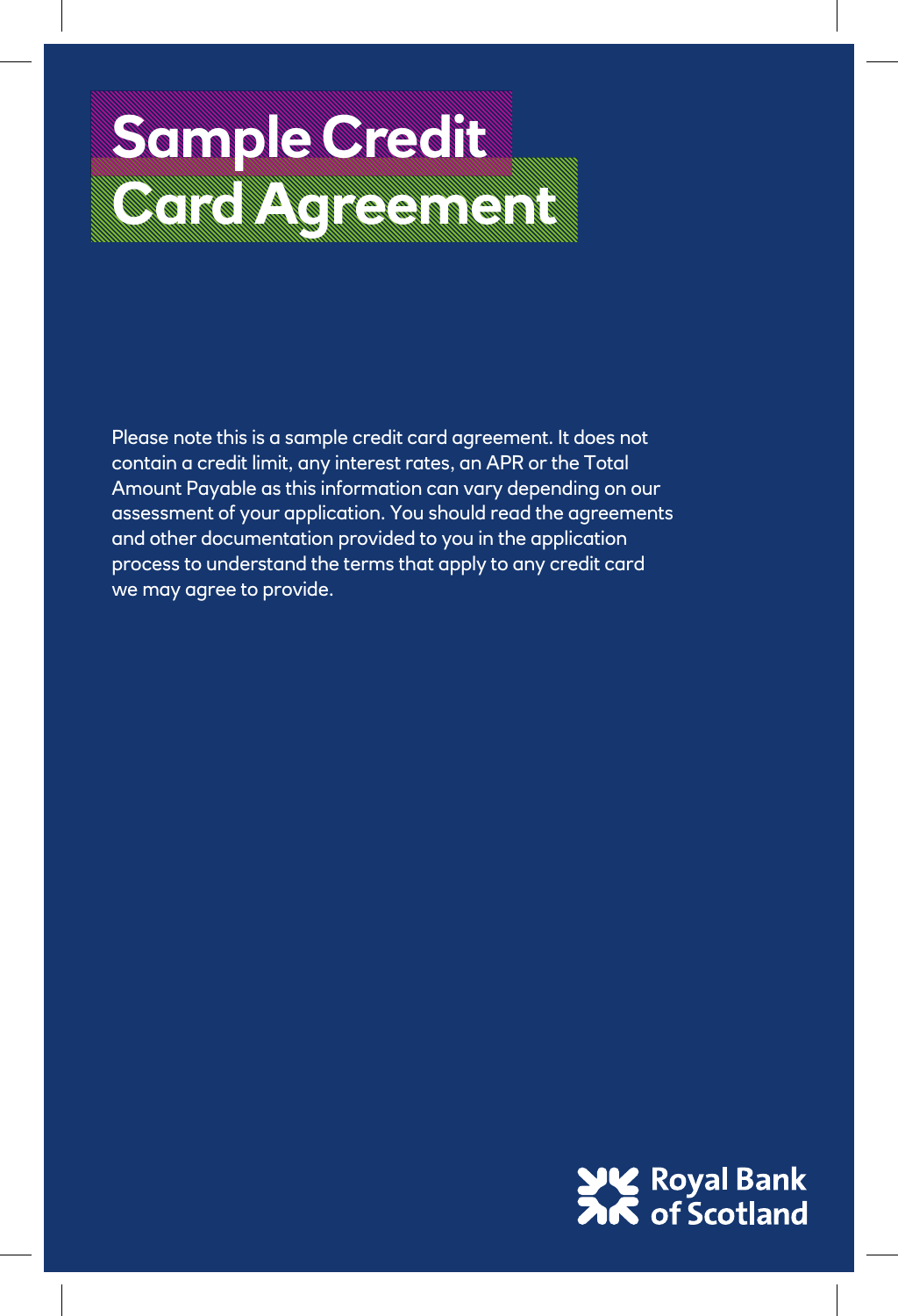# Sample Credit Card Agreement

Please note this is a sample credit card agreement. It does not contain a credit limit, any interest rates, an APR or the Total Amount Payable as this information can vary depending on our assessment of your application. You should read the agreements and other documentation provided to you in the application process to understand the terms that apply to any credit card we may agree to provide.

Royal Bank of Scotland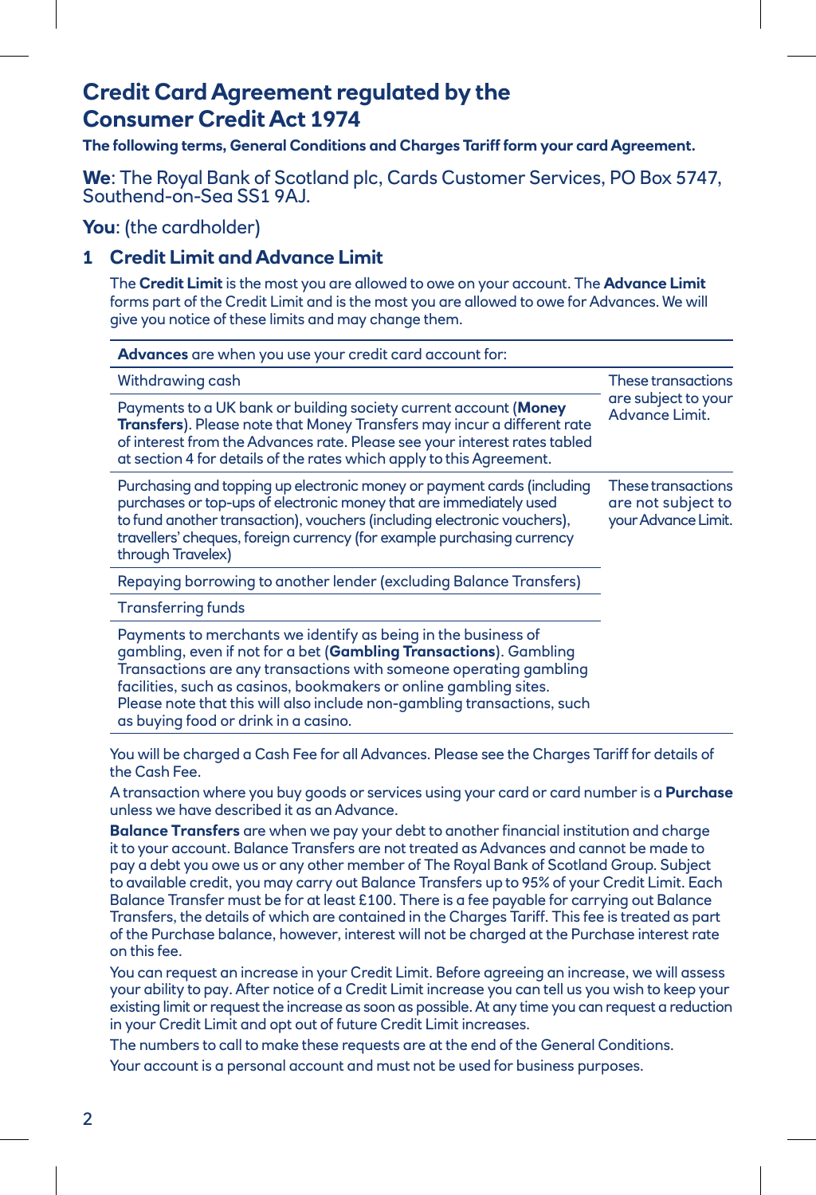# Credit Card Agreement regulated by the Consumer Credit Act 1974

**The following terms, General Conditions and Charges Tariff form your card Agreement.**

**We**: The Royal Bank of Scotland plc, Cards Customer Services, PO Box 5747, Southend-on-Sea SS1 9AJ.

**You**: (the cardholder)

## 1 Credit Limit and Advance Limit

The **Credit Limit** is the most you are allowed to owe on your account. The **Advance Limit** forms part of the Credit Limit and is the most you are allowed to owe for Advances. We will give you notice of these limits and may change them.

| **Advances** are when you use your credit card account for: | |
|---|---|
| Withdrawing cash | These transactions are subject to your Advance Limit. |
| Payments to a UK bank or building society current account (**Money Transfers**). Please note that Money Transfers may incur a different rate of interest from the Advances rate. Please see your interest rates tabled at section 4 for details of the rates which apply to this Agreement. | |
| Purchasing and topping up electronic money or payment cards (including purchases or top-ups of electronic money that are immediately used to fund another transaction), vouchers (including electronic vouchers), travellers' cheques, foreign currency (for example purchasing currency through Travelex) | These transactions are not subject to your Advance Limit. |
| Repaying borrowing to another lender (excluding Balance Transfers) | |
| Transferring funds | |
| Payments to merchants we identify as being in the business of gambling, even if not for a bet (**Gambling Transactions**). Gambling Transactions are any transactions with someone operating gambling facilities, such as casinos, bookmakers or online gambling sites. Please note that this will also include non-gambling transactions, such as buying food or drink in a casino. | |

You will be charged a Cash Fee for all Advances. Please see the Charges Tariff for details of the Cash Fee.

A transaction where you buy goods or services using your card or card number is a **Purchase** unless we have described it as an Advance.

**Balance Transfers** are when we pay your debt to another financial institution and charge it to your account. Balance Transfers are not treated as Advances and cannot be made to pay a debt you owe us or any other member of The Royal Bank of Scotland Group. Subject to available credit, you may carry out Balance Transfers up to 95% of your Credit Limit. Each Balance Transfer must be for at least £100. There is a fee payable for carrying out Balance Transfers, the details of which are contained in the Charges Tariff. This fee is treated as part of the Purchase balance, however, interest will not be charged at the Purchase interest rate on this fee.

You can request an increase in your Credit Limit. Before agreeing an increase, we will assess your ability to pay. After notice of a Credit Limit increase you can tell us you wish to keep your existing limit or request the increase as soon as possible. At any time you can request a reduction in your Credit Limit and opt out of future Credit Limit increases.

The numbers to call to make these requests are at the end of the General Conditions.

Your account is a personal account and must not be used for business purposes.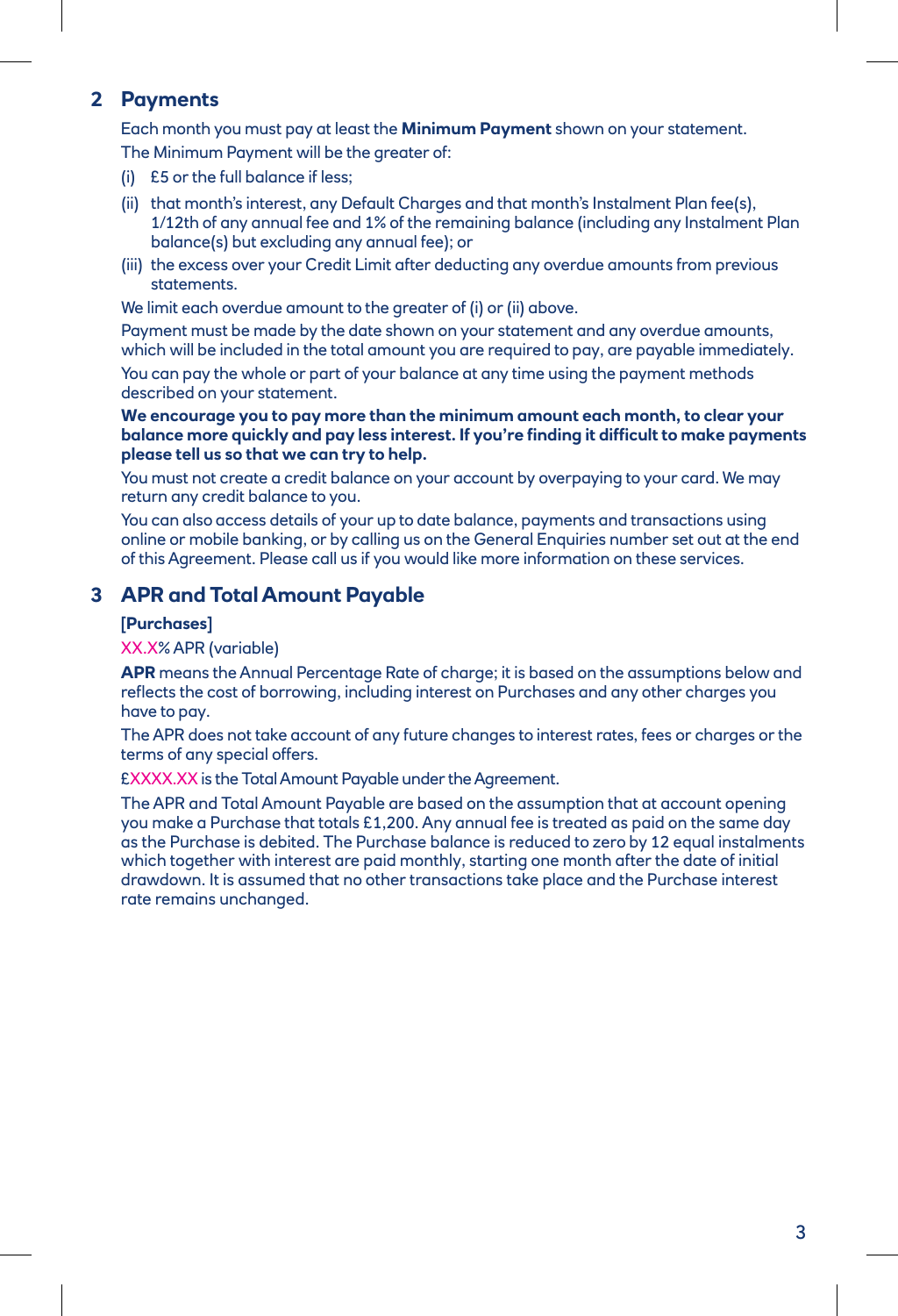## 2 Payments

Each month you must pay at least the **Minimum Payment** shown on your statement.

The Minimum Payment will be the greater of:

(i) £5 or the full balance if less;

(ii) that month's interest, any Default Charges and that month's Instalment Plan fee(s), 1/12th of any annual fee and 1% of the remaining balance (including any Instalment Plan balance(s) but excluding any annual fee); or

(iii) the excess over your Credit Limit after deducting any overdue amounts from previous statements.

We limit each overdue amount to the greater of (i) or (ii) above.

Payment must be made by the date shown on your statement and any overdue amounts, which will be included in the total amount you are required to pay, are payable immediately.

You can pay the whole or part of your balance at any time using the payment methods described on your statement.

**We encourage you to pay more than the minimum amount each month, to clear your balance more quickly and pay less interest. If you're finding it difficult to make payments please tell us so that we can try to help.**

You must not create a credit balance on your account by overpaying to your card. We may return any credit balance to you.

You can also access details of your up to date balance, payments and transactions using online or mobile banking, or by calling us on the General Enquiries number set out at the end of this Agreement. Please call us if you would like more information on these services.

## 3 APR and Total Amount Payable

**[Purchases]**

XX.X% APR (variable)

**APR** means the Annual Percentage Rate of charge; it is based on the assumptions below and reflects the cost of borrowing, including interest on Purchases and any other charges you have to pay.

The APR does not take account of any future changes to interest rates, fees or charges or the terms of any special offers.

£XXXX.XX is the Total Amount Payable under the Agreement.

The APR and Total Amount Payable are based on the assumption that at account opening you make a Purchase that totals £1,200. Any annual fee is treated as paid on the same day as the Purchase is debited. The Purchase balance is reduced to zero by 12 equal instalments which together with interest are paid monthly, starting one month after the date of initial drawdown. It is assumed that no other transactions take place and the Purchase interest rate remains unchanged.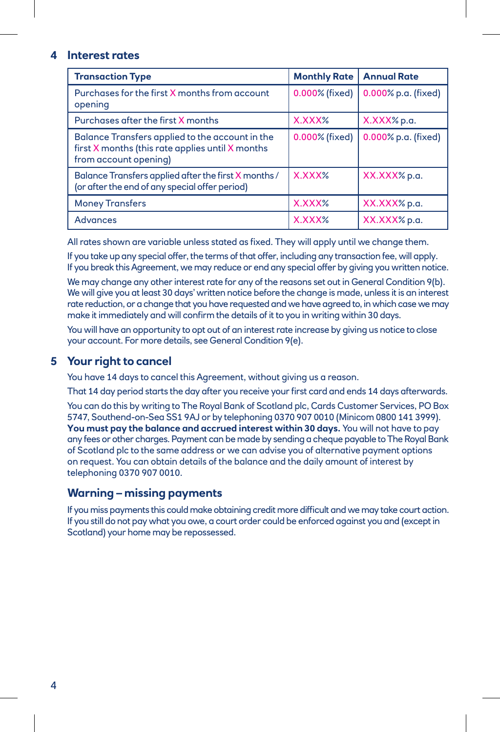## 4 Interest rates

| Transaction Type | Monthly Rate | Annual Rate |
|---|---|---|
| Purchases for the first X months from account opening | 0.000% (fixed) | 0.000% p.a. (fixed) |
| Purchases after the first X months | X.XXX% | X.XXX% p.a. |
| Balance Transfers applied to the account in the first X months (this rate applies until X months from account opening) | 0.000% (fixed) | 0.000% p.a. (fixed) |
| Balance Transfers applied after the first X months / (or after the end of any special offer period) | X.XXX% | XX.XXX% p.a. |
| Money Transfers | X.XXX% | XX.XXX% p.a. |
| Advances | X.XXX% | XX.XXX% p.a. |

All rates shown are variable unless stated as fixed. They will apply until we change them.

If you take up any special offer, the terms of that offer, including any transaction fee, will apply. If you break this Agreement, we may reduce or end any special offer by giving you written notice.

We may change any other interest rate for any of the reasons set out in General Condition 9(b). We will give you at least 30 days' written notice before the change is made, unless it is an interest rate reduction, or a change that you have requested and we have agreed to, in which case we may make it immediately and will confirm the details of it to you in writing within 30 days.

You will have an opportunity to opt out of an interest rate increase by giving us notice to close your account. For more details, see General Condition 9(e).

## 5 Your right to cancel

You have 14 days to cancel this Agreement, without giving us a reason.

That 14 day period starts the day after you receive your first card and ends 14 days afterwards.

You can do this by writing to The Royal Bank of Scotland plc, Cards Customer Services, PO Box 5747, Southend-on-Sea SS1 9AJ or by telephoning 0370 907 0010 (Minicom 0800 141 3999). **You must pay the balance and accrued interest within 30 days.** You will not have to pay any fees or other charges. Payment can be made by sending a cheque payable to The Royal Bank of Scotland plc to the same address or we can advise you of alternative payment options on request. You can obtain details of the balance and the daily amount of interest by telephoning 0370 907 0010.

### Warning – missing payments

If you miss payments this could make obtaining credit more difficult and we may take court action. If you still do not pay what you owe, a court order could be enforced against you and (except in Scotland) your home may be repossessed.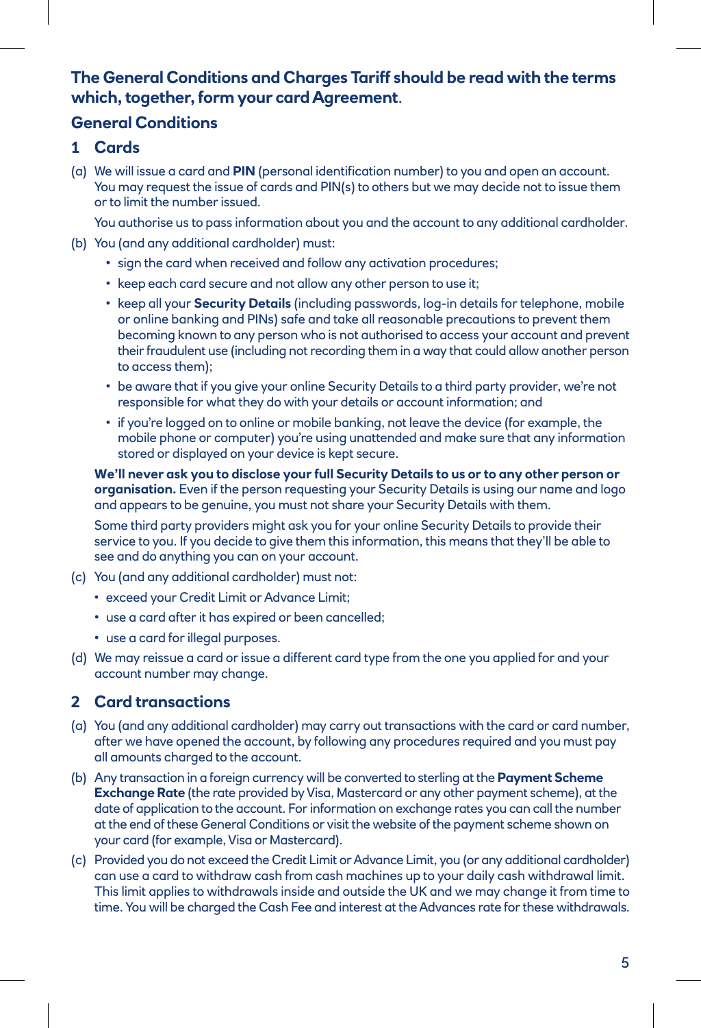**The General Conditions and Charges Tariff should be read with the terms which, together, form your card Agreement.**

## General Conditions

### 1 Cards

(a) We will issue a card and **PIN** (personal identification number) to you and open an account. You may request the issue of cards and PIN(s) to others but we may decide not to issue them or to limit the number issued.

You authorise us to pass information about you and the account to any additional cardholder.

(b) You (and any additional cardholder) must:

- sign the card when received and follow any activation procedures;
- keep each card secure and not allow any other person to use it;
- keep all your **Security Details** (including passwords, log-in details for telephone, mobile or online banking and PINs) safe and take all reasonable precautions to prevent them becoming known to any person who is not authorised to access your account and prevent their fraudulent use (including not recording them in a way that could allow another person to access them);
- be aware that if you give your online Security Details to a third party provider, we're not responsible for what they do with your details or account information; and
- if you're logged on to online or mobile banking, not leave the device (for example, the mobile phone or computer) you're using unattended and make sure that any information stored or displayed on your device is kept secure.

**We'll never ask you to disclose your full Security Details to us or to any other person or organisation.** Even if the person requesting your Security Details is using our name and logo and appears to be genuine, you must not share your Security Details with them.

Some third party providers might ask you for your online Security Details to provide their service to you. If you decide to give them this information, this means that they'll be able to see and do anything you can on your account.

(c) You (and any additional cardholder) must not:

- exceed your Credit Limit or Advance Limit;
- use a card after it has expired or been cancelled;
- use a card for illegal purposes.

(d) We may reissue a card or issue a different card type from the one you applied for and your account number may change.

### 2 Card transactions

(a) You (and any additional cardholder) may carry out transactions with the card or card number, after we have opened the account, by following any procedures required and you must pay all amounts charged to the account.

(b) Any transaction in a foreign currency will be converted to sterling at the **Payment Scheme Exchange Rate** (the rate provided by Visa, Mastercard or any other payment scheme), at the date of application to the account. For information on exchange rates you can call the number at the end of these General Conditions or visit the website of the payment scheme shown on your card (for example, Visa or Mastercard).

(c) Provided you do not exceed the Credit Limit or Advance Limit, you (or any additional cardholder) can use a card to withdraw cash from cash machines up to your daily cash withdrawal limit. This limit applies to withdrawals inside and outside the UK and we may change it from time to time. You will be charged the Cash Fee and interest at the Advances rate for these withdrawals.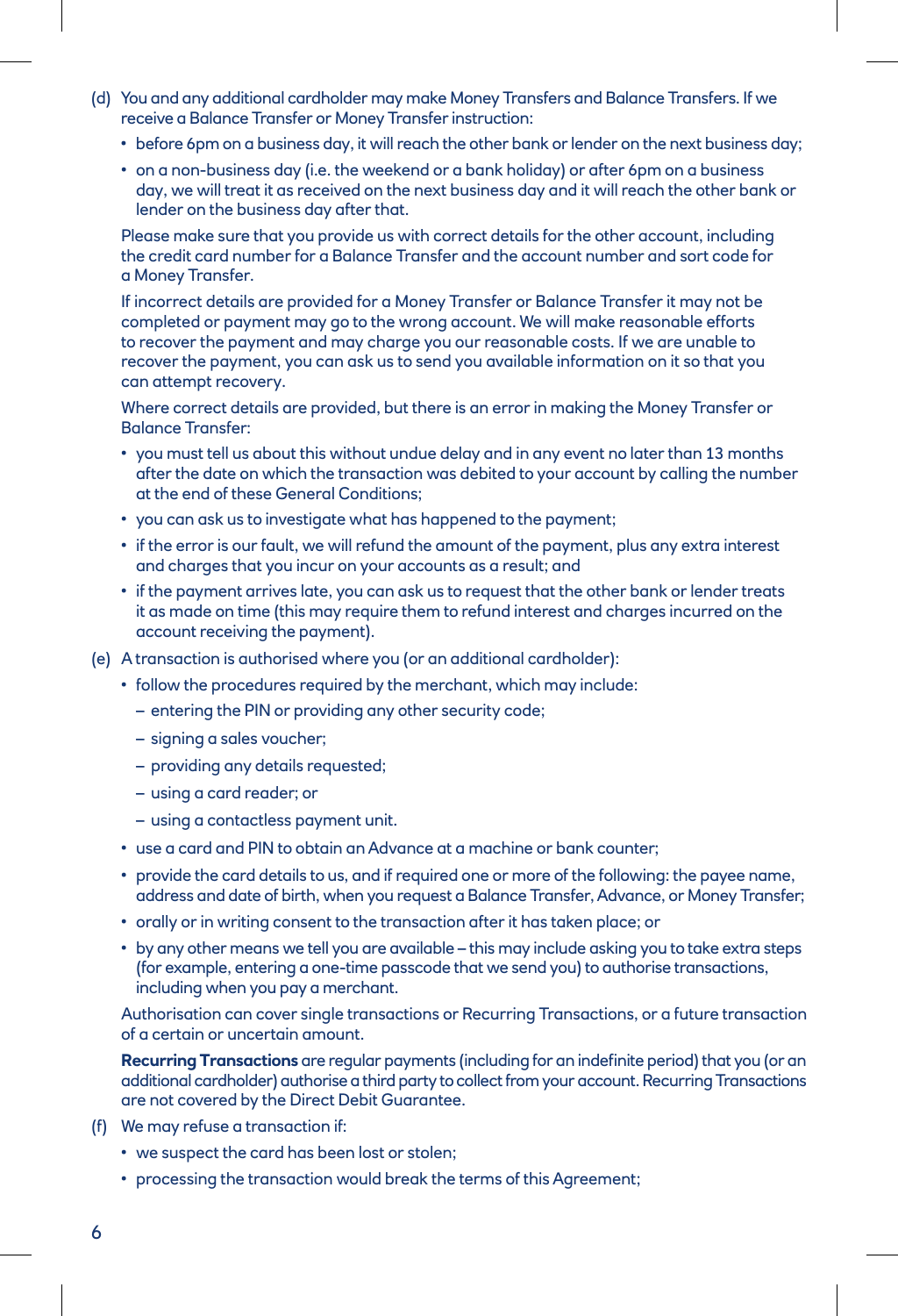(d) You and any additional cardholder may make Money Transfers and Balance Transfers. If we receive a Balance Transfer or Money Transfer instruction:

- before 6pm on a business day, it will reach the other bank or lender on the next business day;
- on a non-business day (i.e. the weekend or a bank holiday) or after 6pm on a business day, we will treat it as received on the next business day and it will reach the other bank or lender on the business day after that.

Please make sure that you provide us with correct details for the other account, including the credit card number for a Balance Transfer and the account number and sort code for a Money Transfer.

If incorrect details are provided for a Money Transfer or Balance Transfer it may not be completed or payment may go to the wrong account. We will make reasonable efforts to recover the payment and may charge you our reasonable costs. If we are unable to recover the payment, you can ask us to send you available information on it so that you can attempt recovery.

Where correct details are provided, but there is an error in making the Money Transfer or Balance Transfer:

- you must tell us about this without undue delay and in any event no later than 13 months after the date on which the transaction was debited to your account by calling the number at the end of these General Conditions;
- you can ask us to investigate what has happened to the payment;
- if the error is our fault, we will refund the amount of the payment, plus any extra interest and charges that you incur on your accounts as a result; and
- if the payment arrives late, you can ask us to request that the other bank or lender treats it as made on time (this may require them to refund interest and charges incurred on the account receiving the payment).

(e) A transaction is authorised where you (or an additional cardholder):

- follow the procedures required by the merchant, which may include:
  - entering the PIN or providing any other security code;
  - signing a sales voucher;
  - providing any details requested;
  - using a card reader; or
  - using a contactless payment unit.
- use a card and PIN to obtain an Advance at a machine or bank counter;
- provide the card details to us, and if required one or more of the following: the payee name, address and date of birth, when you request a Balance Transfer, Advance, or Money Transfer;
- orally or in writing consent to the transaction after it has taken place; or
- by any other means we tell you are available – this may include asking you to take extra steps (for example, entering a one-time passcode that we send you) to authorise transactions, including when you pay a merchant.

Authorisation can cover single transactions or Recurring Transactions, or a future transaction of a certain or uncertain amount.

**Recurring Transactions** are regular payments (including for an indefinite period) that you (or an additional cardholder) authorise a third party to collect from your account. Recurring Transactions are not covered by the Direct Debit Guarantee.

(f) We may refuse a transaction if:

- we suspect the card has been lost or stolen;
- processing the transaction would break the terms of this Agreement;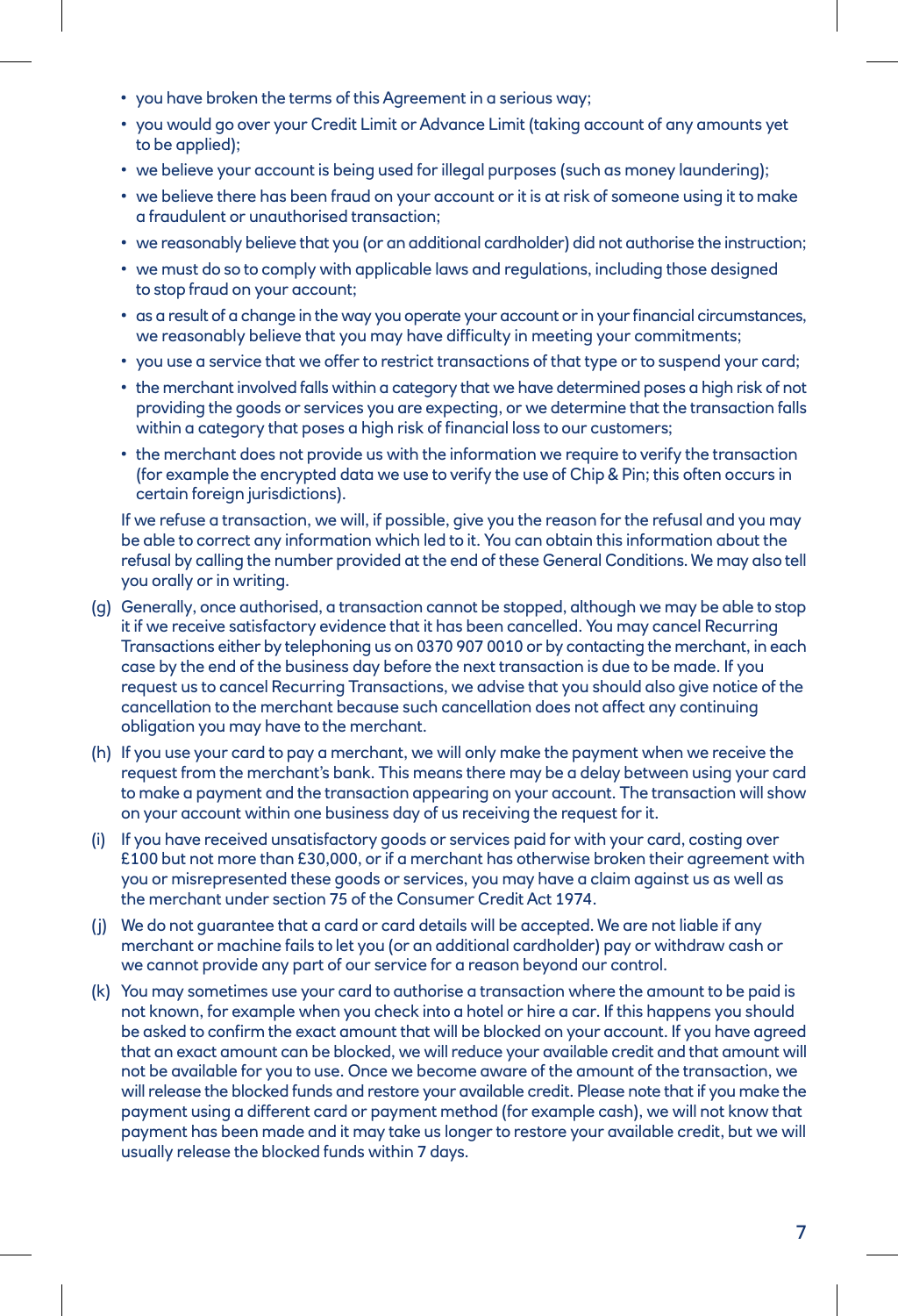- you have broken the terms of this Agreement in a serious way;
- you would go over your Credit Limit or Advance Limit (taking account of any amounts yet to be applied);
- we believe your account is being used for illegal purposes (such as money laundering);
- we believe there has been fraud on your account or it is at risk of someone using it to make a fraudulent or unauthorised transaction;
- we reasonably believe that you (or an additional cardholder) did not authorise the instruction;
- we must do so to comply with applicable laws and regulations, including those designed to stop fraud on your account;
- as a result of a change in the way you operate your account or in your financial circumstances, we reasonably believe that you may have difficulty in meeting your commitments;
- you use a service that we offer to restrict transactions of that type or to suspend your card;
- the merchant involved falls within a category that we have determined poses a high risk of not providing the goods or services you are expecting, or we determine that the transaction falls within a category that poses a high risk of financial loss to our customers;
- the merchant does not provide us with the information we require to verify the transaction (for example the encrypted data we use to verify the use of Chip & Pin; this often occurs in certain foreign jurisdictions).

If we refuse a transaction, we will, if possible, give you the reason for the refusal and you may be able to correct any information which led to it. You can obtain this information about the refusal by calling the number provided at the end of these General Conditions. We may also tell you orally or in writing.

(g) Generally, once authorised, a transaction cannot be stopped, although we may be able to stop it if we receive satisfactory evidence that it has been cancelled. You may cancel Recurring Transactions either by telephoning us on 0370 907 0010 or by contacting the merchant, in each case by the end of the business day before the next transaction is due to be made. If you request us to cancel Recurring Transactions, we advise that you should also give notice of the cancellation to the merchant because such cancellation does not affect any continuing obligation you may have to the merchant.

(h) If you use your card to pay a merchant, we will only make the payment when we receive the request from the merchant's bank. This means there may be a delay between using your card to make a payment and the transaction appearing on your account. The transaction will show on your account within one business day of us receiving the request for it.

(i) If you have received unsatisfactory goods or services paid for with your card, costing over £100 but not more than £30,000, or if a merchant has otherwise broken their agreement with you or misrepresented these goods or services, you may have a claim against us as well as the merchant under section 75 of the Consumer Credit Act 1974.

(j) We do not guarantee that a card or card details will be accepted. We are not liable if any merchant or machine fails to let you (or an additional cardholder) pay or withdraw cash or we cannot provide any part of our service for a reason beyond our control.

(k) You may sometimes use your card to authorise a transaction where the amount to be paid is not known, for example when you check into a hotel or hire a car. If this happens you should be asked to confirm the exact amount that will be blocked on your account. If you have agreed that an exact amount can be blocked, we will reduce your available credit and that amount will not be available for you to use. Once we become aware of the amount of the transaction, we will release the blocked funds and restore your available credit. Please note that if you make the payment using a different card or payment method (for example cash), we will not know that payment has been made and it may take us longer to restore your available credit, but we will usually release the blocked funds within 7 days.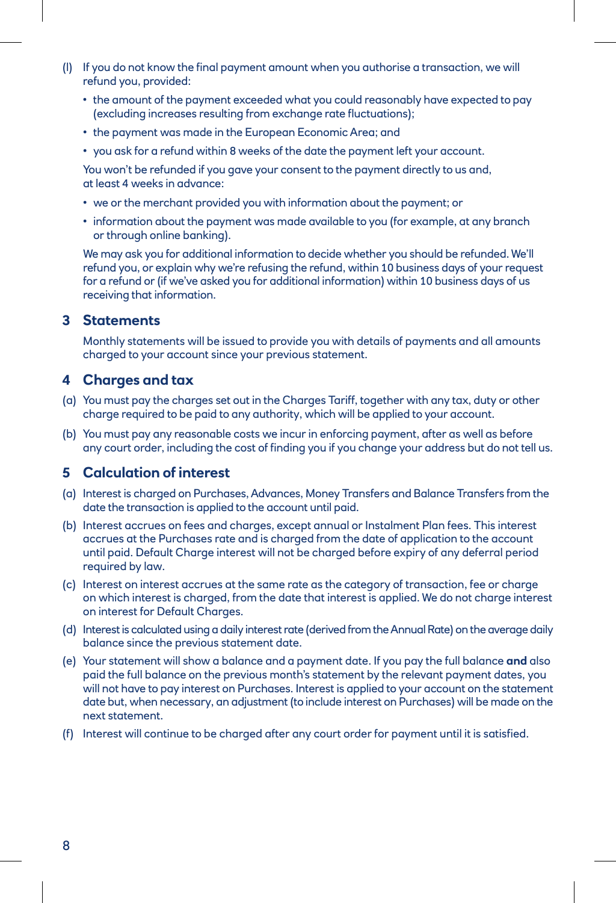(l) If you do not know the final payment amount when you authorise a transaction, we will refund you, provided:

- the amount of the payment exceeded what you could reasonably have expected to pay (excluding increases resulting from exchange rate fluctuations);
- the payment was made in the European Economic Area; and
- you ask for a refund within 8 weeks of the date the payment left your account.

You won't be refunded if you gave your consent to the payment directly to us and, at least 4 weeks in advance:

- we or the merchant provided you with information about the payment; or
- information about the payment was made available to you (for example, at any branch or through online banking).

We may ask you for additional information to decide whether you should be refunded. We'll refund you, or explain why we're refusing the refund, within 10 business days of your request for a refund or (if we've asked you for additional information) within 10 business days of us receiving that information.

## 3 Statements

Monthly statements will be issued to provide you with details of payments and all amounts charged to your account since your previous statement.

## 4 Charges and tax

(a) You must pay the charges set out in the Charges Tariff, together with any tax, duty or other charge required to be paid to any authority, which will be applied to your account.

(b) You must pay any reasonable costs we incur in enforcing payment, after as well as before any court order, including the cost of finding you if you change your address but do not tell us.

## 5 Calculation of interest

(a) Interest is charged on Purchases, Advances, Money Transfers and Balance Transfers from the date the transaction is applied to the account until paid.

(b) Interest accrues on fees and charges, except annual or Instalment Plan fees. This interest accrues at the Purchases rate and is charged from the date of application to the account until paid. Default Charge interest will not be charged before expiry of any deferral period required by law.

(c) Interest on interest accrues at the same rate as the category of transaction, fee or charge on which interest is charged, from the date that interest is applied. We do not charge interest on interest for Default Charges.

(d) Interest is calculated using a daily interest rate (derived from the Annual Rate) on the average daily balance since the previous statement date.

(e) Your statement will show a balance and a payment date. If you pay the full balance **and** also paid the full balance on the previous month's statement by the relevant payment dates, you will not have to pay interest on Purchases. Interest is applied to your account on the statement date but, when necessary, an adjustment (to include interest on Purchases) will be made on the next statement.

(f) Interest will continue to be charged after any court order for payment until it is satisfied.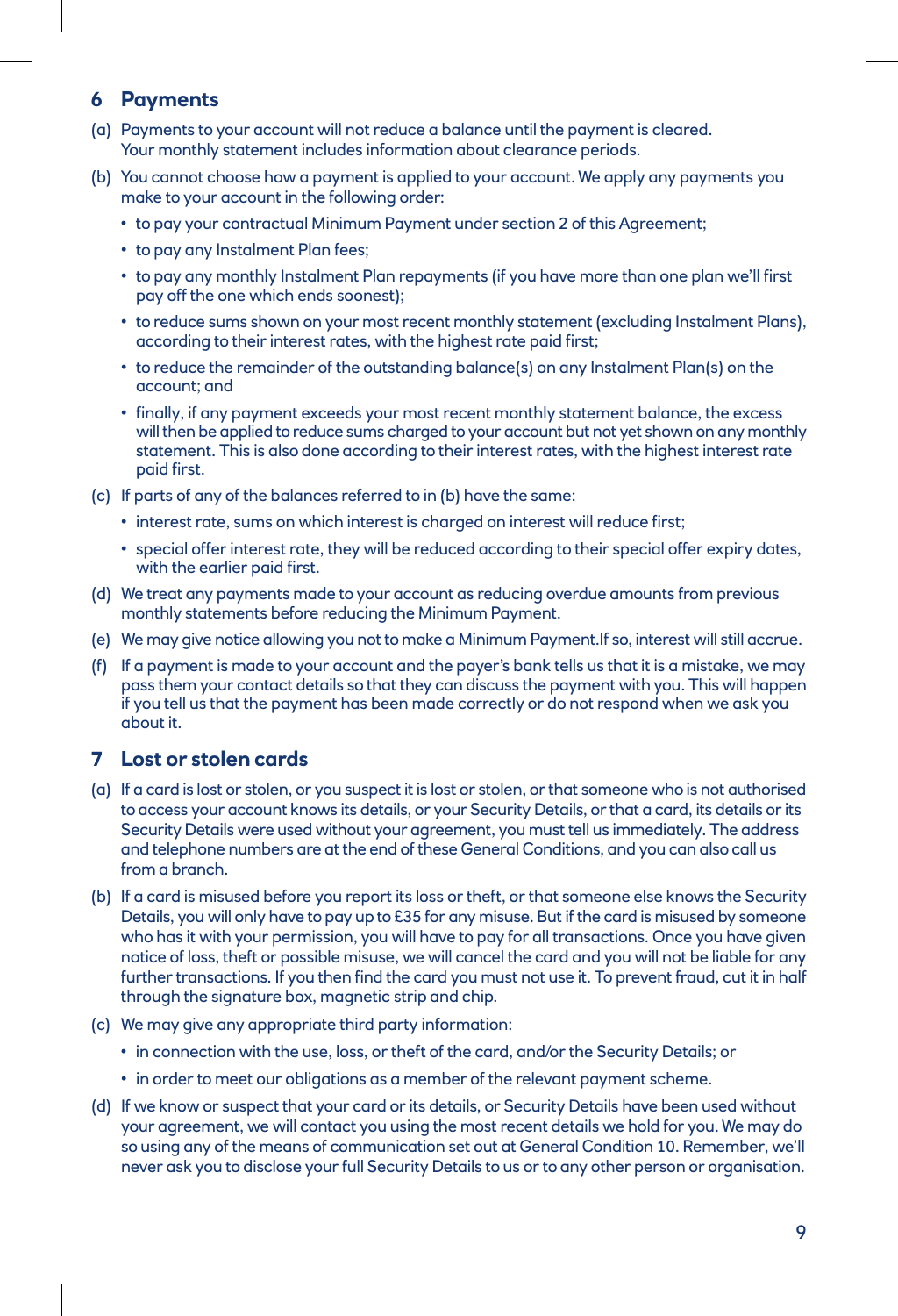## 6 Payments

(a) Payments to your account will not reduce a balance until the payment is cleared. Your monthly statement includes information about clearance periods.

(b) You cannot choose how a payment is applied to your account. We apply any payments you make to your account in the following order:

- to pay your contractual Minimum Payment under section 2 of this Agreement;
- to pay any Instalment Plan fees;
- to pay any monthly Instalment Plan repayments (if you have more than one plan we'll first pay off the one which ends soonest);
- to reduce sums shown on your most recent monthly statement (excluding Instalment Plans), according to their interest rates, with the highest rate paid first;
- to reduce the remainder of the outstanding balance(s) on any Instalment Plan(s) on the account; and
- finally, if any payment exceeds your most recent monthly statement balance, the excess will then be applied to reduce sums charged to your account but not yet shown on any monthly statement. This is also done according to their interest rates, with the highest interest rate paid first.

(c) If parts of any of the balances referred to in (b) have the same:

- interest rate, sums on which interest is charged on interest will reduce first;
- special offer interest rate, they will be reduced according to their special offer expiry dates, with the earlier paid first.

(d) We treat any payments made to your account as reducing overdue amounts from previous monthly statements before reducing the Minimum Payment.

(e) We may give notice allowing you not to make a Minimum Payment.If so, interest will still accrue.

(f) If a payment is made to your account and the payer's bank tells us that it is a mistake, we may pass them your contact details so that they can discuss the payment with you. This will happen if you tell us that the payment has been made correctly or do not respond when we ask you about it.

## 7 Lost or stolen cards

(a) If a card is lost or stolen, or you suspect it is lost or stolen, or that someone who is not authorised to access your account knows its details, or your Security Details, or that a card, its details or its Security Details were used without your agreement, you must tell us immediately. The address and telephone numbers are at the end of these General Conditions, and you can also call us from a branch.

(b) If a card is misused before you report its loss or theft, or that someone else knows the Security Details, you will only have to pay up to £35 for any misuse. But if the card is misused by someone who has it with your permission, you will have to pay for all transactions. Once you have given notice of loss, theft or possible misuse, we will cancel the card and you will not be liable for any further transactions. If you then find the card you must not use it. To prevent fraud, cut it in half through the signature box, magnetic strip and chip.

(c) We may give any appropriate third party information:

- in connection with the use, loss, or theft of the card, and/or the Security Details; or
- in order to meet our obligations as a member of the relevant payment scheme.

(d) If we know or suspect that your card or its details, or Security Details have been used without your agreement, we will contact you using the most recent details we hold for you. We may do so using any of the means of communication set out at General Condition 10. Remember, we'll never ask you to disclose your full Security Details to us or to any other person or organisation.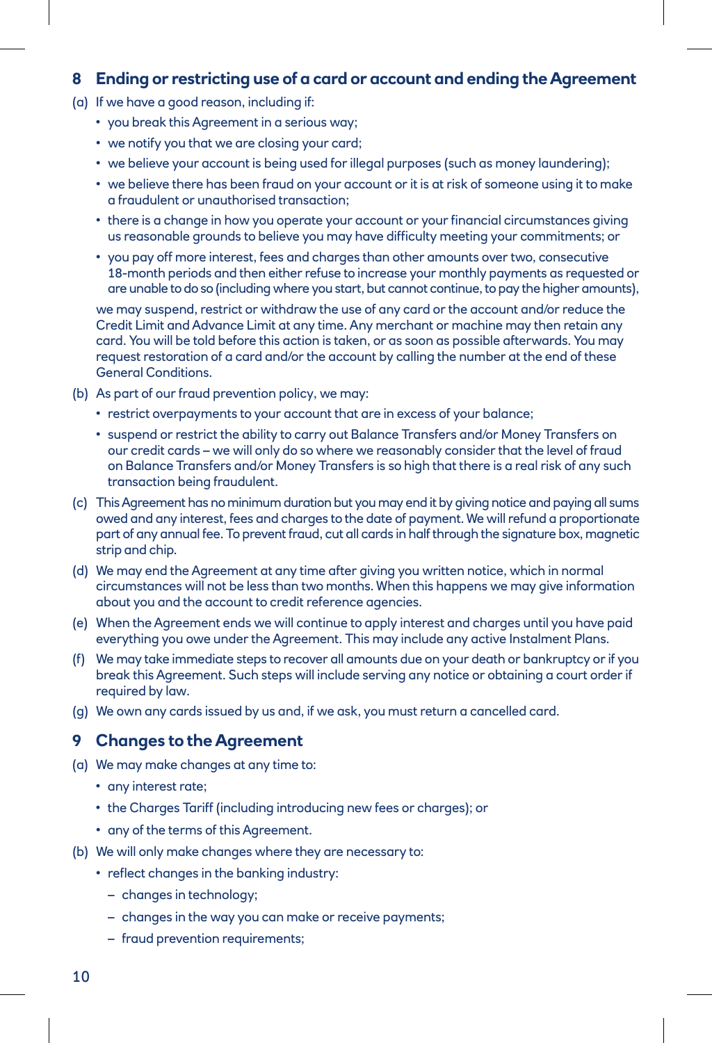## 8 Ending or restricting use of a card or account and ending the Agreement

(a) If we have a good reason, including if:

- you break this Agreement in a serious way;
- we notify you that we are closing your card;
- we believe your account is being used for illegal purposes (such as money laundering);
- we believe there has been fraud on your account or it is at risk of someone using it to make a fraudulent or unauthorised transaction;
- there is a change in how you operate your account or your financial circumstances giving us reasonable grounds to believe you may have difficulty meeting your commitments; or
- you pay off more interest, fees and charges than other amounts over two, consecutive 18-month periods and then either refuse to increase your monthly payments as requested or are unable to do so (including where you start, but cannot continue, to pay the higher amounts),

we may suspend, restrict or withdraw the use of any card or the account and/or reduce the Credit Limit and Advance Limit at any time. Any merchant or machine may then retain any card. You will be told before this action is taken, or as soon as possible afterwards. You may request restoration of a card and/or the account by calling the number at the end of these General Conditions.

(b) As part of our fraud prevention policy, we may:

- restrict overpayments to your account that are in excess of your balance;
- suspend or restrict the ability to carry out Balance Transfers and/or Money Transfers on our credit cards – we will only do so where we reasonably consider that the level of fraud on Balance Transfers and/or Money Transfers is so high that there is a real risk of any such transaction being fraudulent.

(c) This Agreement has no minimum duration but you may end it by giving notice and paying all sums owed and any interest, fees and charges to the date of payment. We will refund a proportionate part of any annual fee. To prevent fraud, cut all cards in half through the signature box, magnetic strip and chip.

(d) We may end the Agreement at any time after giving you written notice, which in normal circumstances will not be less than two months. When this happens we may give information about you and the account to credit reference agencies.

(e) When the Agreement ends we will continue to apply interest and charges until you have paid everything you owe under the Agreement. This may include any active Instalment Plans.

(f) We may take immediate steps to recover all amounts due on your death or bankruptcy or if you break this Agreement. Such steps will include serving any notice or obtaining a court order if required by law.

(g) We own any cards issued by us and, if we ask, you must return a cancelled card.

## 9 Changes to the Agreement

(a) We may make changes at any time to:

- any interest rate;
- the Charges Tariff (including introducing new fees or charges); or
- any of the terms of this Agreement.

(b) We will only make changes where they are necessary to:

- reflect changes in the banking industry:
  - changes in technology;
  - changes in the way you can make or receive payments;
  - fraud prevention requirements;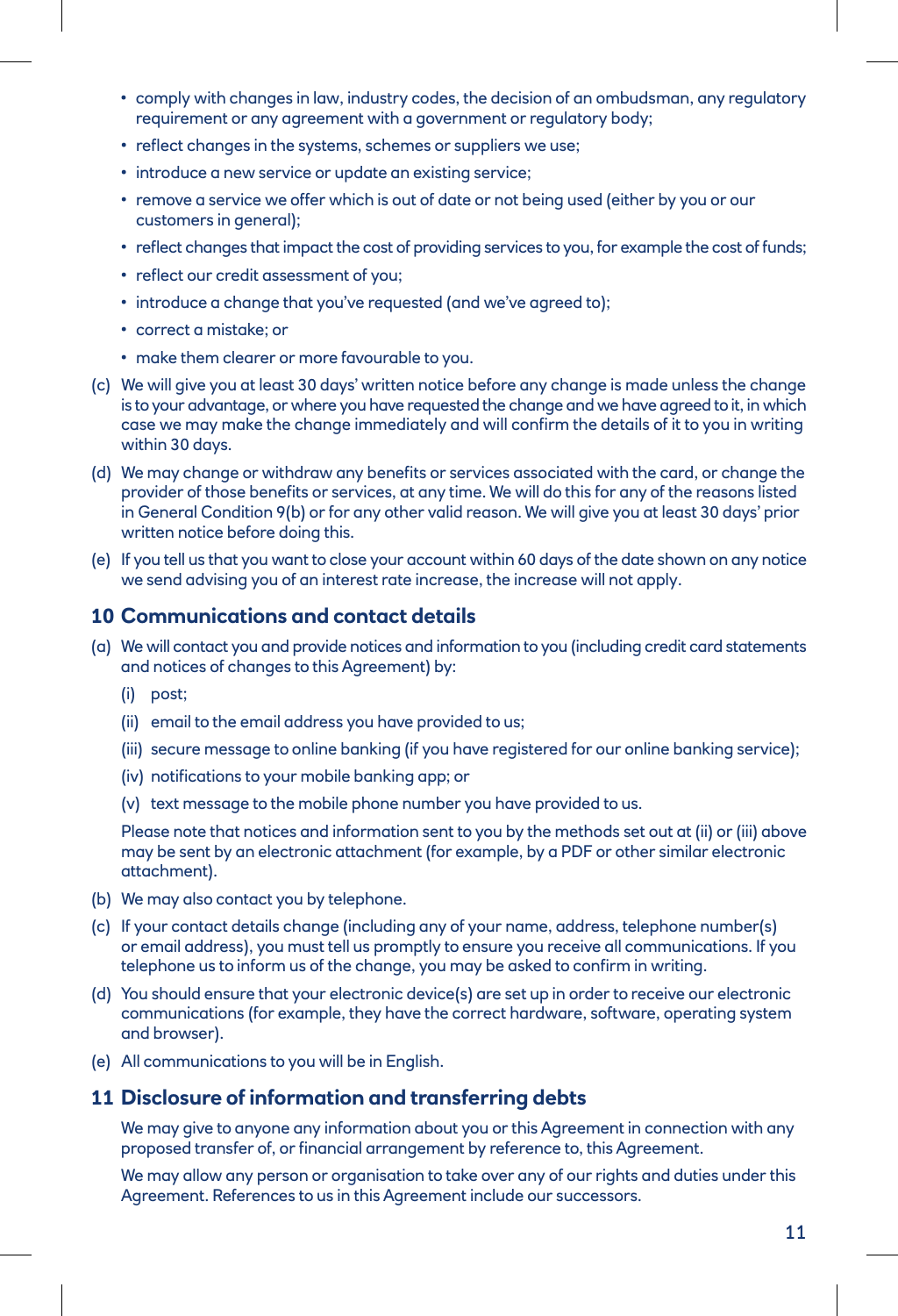- comply with changes in law, industry codes, the decision of an ombudsman, any regulatory requirement or any agreement with a government or regulatory body;
- reflect changes in the systems, schemes or suppliers we use;
- introduce a new service or update an existing service;
- remove a service we offer which is out of date or not being used (either by you or our customers in general);
- reflect changes that impact the cost of providing services to you, for example the cost of funds;
- reflect our credit assessment of you;
- introduce a change that you've requested (and we've agreed to);
- correct a mistake; or
- make them clearer or more favourable to you.

(c) We will give you at least 30 days' written notice before any change is made unless the change is to your advantage, or where you have requested the change and we have agreed to it, in which case we may make the change immediately and will confirm the details of it to you in writing within 30 days.

(d) We may change or withdraw any benefits or services associated with the card, or change the provider of those benefits or services, at any time. We will do this for any of the reasons listed in General Condition 9(b) or for any other valid reason. We will give you at least 30 days' prior written notice before doing this.

(e) If you tell us that you want to close your account within 60 days of the date shown on any notice we send advising you of an interest rate increase, the increase will not apply.

## 10 Communications and contact details

(a) We will contact you and provide notices and information to you (including credit card statements and notices of changes to this Agreement) by:

   (i) post;

   (ii) email to the email address you have provided to us;

   (iii) secure message to online banking (if you have registered for our online banking service);

   (iv) notifications to your mobile banking app; or

   (v) text message to the mobile phone number you have provided to us.

   Please note that notices and information sent to you by the methods set out at (ii) or (iii) above may be sent by an electronic attachment (for example, by a PDF or other similar electronic attachment).

(b) We may also contact you by telephone.

(c) If your contact details change (including any of your name, address, telephone number(s) or email address), you must tell us promptly to ensure you receive all communications. If you telephone us to inform us of the change, you may be asked to confirm in writing.

(d) You should ensure that your electronic device(s) are set up in order to receive our electronic communications (for example, they have the correct hardware, software, operating system and browser).

(e) All communications to you will be in English.

## 11 Disclosure of information and transferring debts

We may give to anyone any information about you or this Agreement in connection with any proposed transfer of, or financial arrangement by reference to, this Agreement.

We may allow any person or organisation to take over any of our rights and duties under this Agreement. References to us in this Agreement include our successors.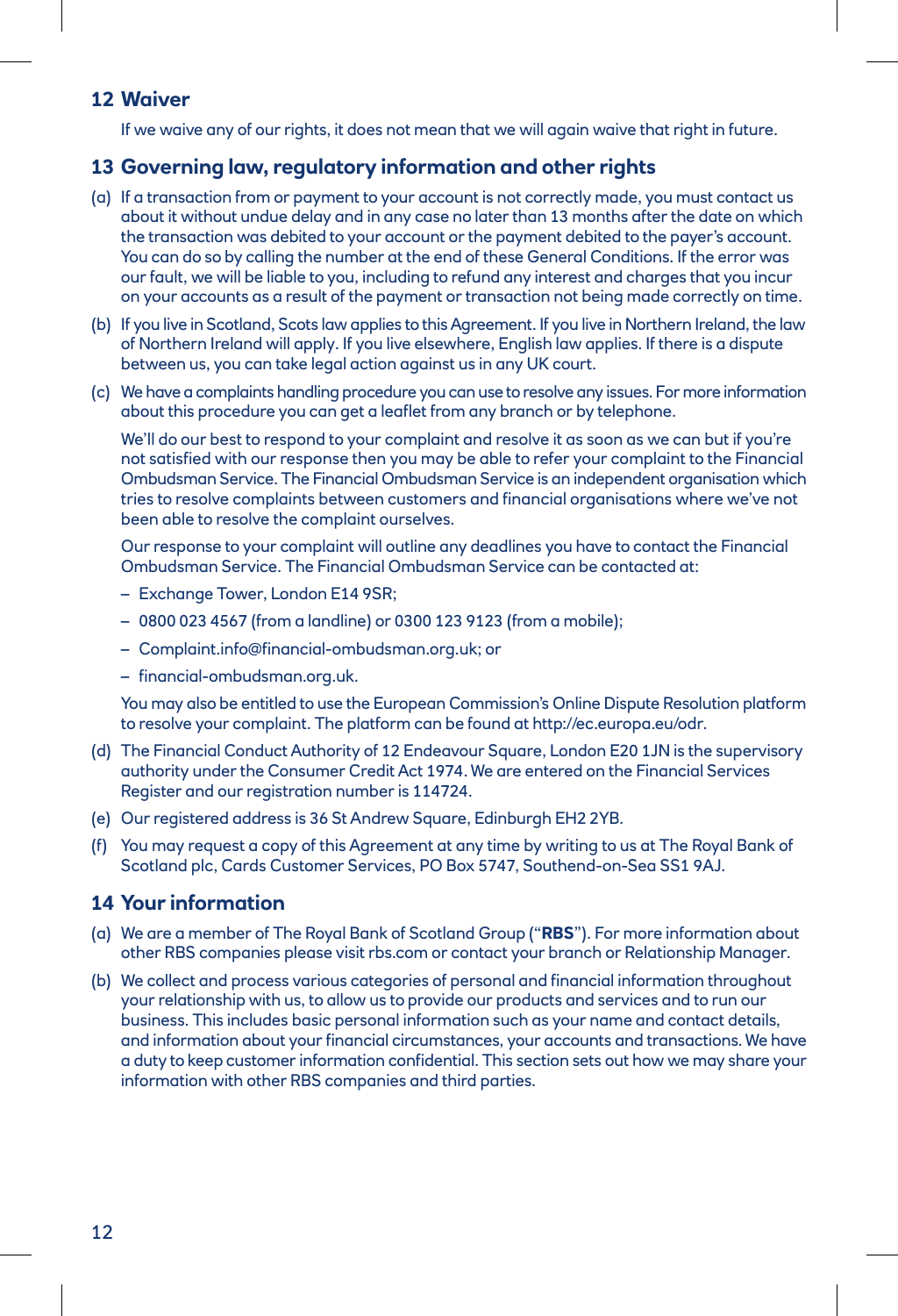## 12 Waiver

If we waive any of our rights, it does not mean that we will again waive that right in future.

## 13 Governing law, regulatory information and other rights

(a) If a transaction from or payment to your account is not correctly made, you must contact us about it without undue delay and in any case no later than 13 months after the date on which the transaction was debited to your account or the payment debited to the payer's account. You can do so by calling the number at the end of these General Conditions. If the error was our fault, we will be liable to you, including to refund any interest and charges that you incur on your accounts as a result of the payment or transaction not being made correctly on time.

(b) If you live in Scotland, Scots law applies to this Agreement. If you live in Northern Ireland, the law of Northern Ireland will apply. If you live elsewhere, English law applies. If there is a dispute between us, you can take legal action against us in any UK court.

(c) We have a complaints handling procedure you can use to resolve any issues. For more information about this procedure you can get a leaflet from any branch or by telephone.

We'll do our best to respond to your complaint and resolve it as soon as we can but if you're not satisfied with our response then you may be able to refer your complaint to the Financial Ombudsman Service. The Financial Ombudsman Service is an independent organisation which tries to resolve complaints between customers and financial organisations where we've not been able to resolve the complaint ourselves.

Our response to your complaint will outline any deadlines you have to contact the Financial Ombudsman Service. The Financial Ombudsman Service can be contacted at:

- Exchange Tower, London E14 9SR;
- 0800 023 4567 (from a landline) or 0300 123 9123 (from a mobile);
- Complaint.info@financial-ombudsman.org.uk; or
- financial-ombudsman.org.uk.

You may also be entitled to use the European Commission's Online Dispute Resolution platform to resolve your complaint. The platform can be found at http://ec.europa.eu/odr.

(d) The Financial Conduct Authority of 12 Endeavour Square, London E20 1JN is the supervisory authority under the Consumer Credit Act 1974. We are entered on the Financial Services Register and our registration number is 114724.

(e) Our registered address is 36 St Andrew Square, Edinburgh EH2 2YB.

(f) You may request a copy of this Agreement at any time by writing to us at The Royal Bank of Scotland plc, Cards Customer Services, PO Box 5747, Southend-on-Sea SS1 9AJ.

## 14 Your information

(a) We are a member of The Royal Bank of Scotland Group ("**RBS**"). For more information about other RBS companies please visit rbs.com or contact your branch or Relationship Manager.

(b) We collect and process various categories of personal and financial information throughout your relationship with us, to allow us to provide our products and services and to run our business. This includes basic personal information such as your name and contact details, and information about your financial circumstances, your accounts and transactions. We have a duty to keep customer information confidential. This section sets out how we may share your information with other RBS companies and third parties.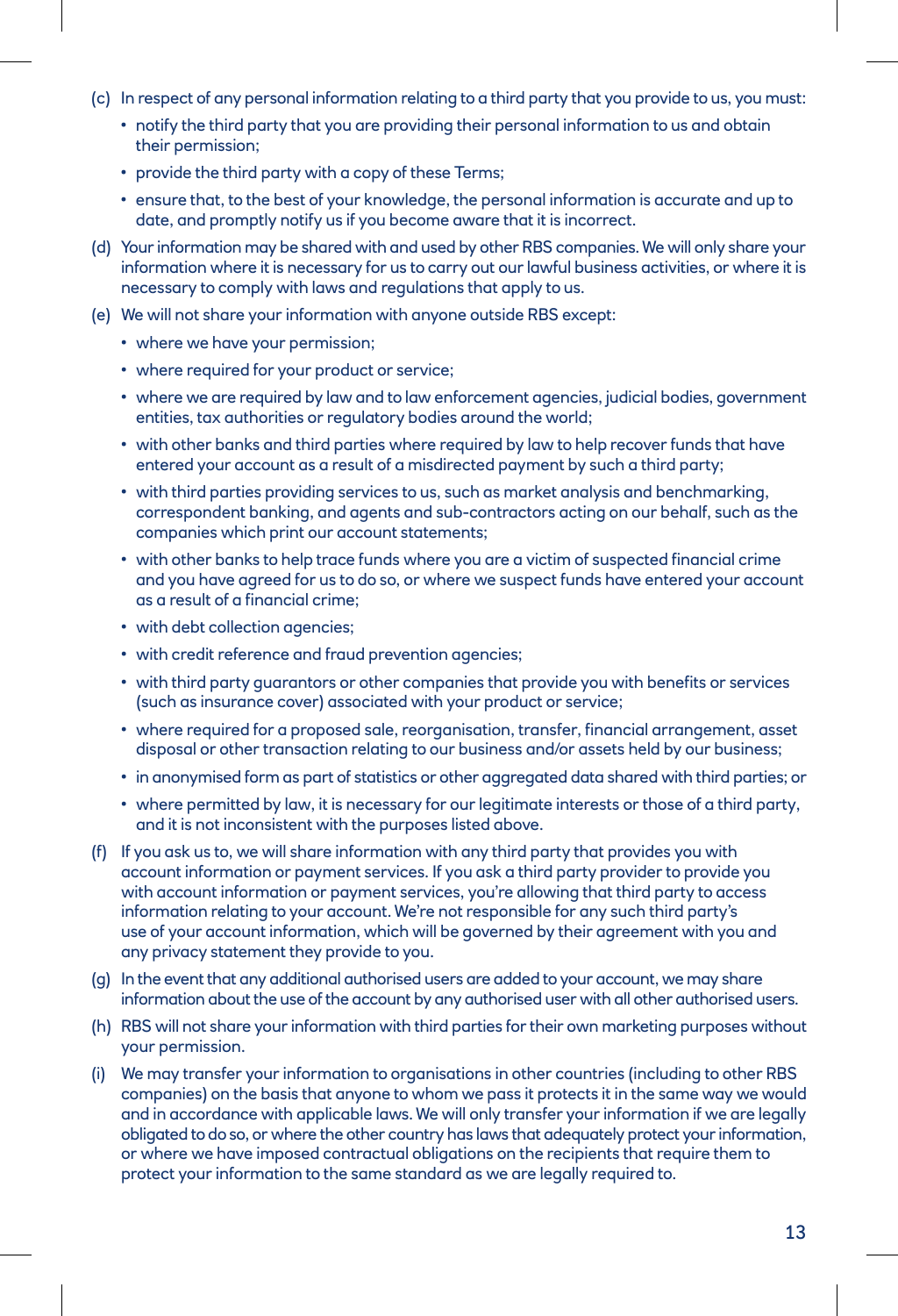(c) In respect of any personal information relating to a third party that you provide to us, you must:
  - notify the third party that you are providing their personal information to us and obtain their permission;
  - provide the third party with a copy of these Terms;
  - ensure that, to the best of your knowledge, the personal information is accurate and up to date, and promptly notify us if you become aware that it is incorrect.

(d) Your information may be shared with and used by other RBS companies. We will only share your information where it is necessary for us to carry out our lawful business activities, or where it is necessary to comply with laws and regulations that apply to us.

(e) We will not share your information with anyone outside RBS except:
  - where we have your permission;
  - where required for your product or service;
  - where we are required by law and to law enforcement agencies, judicial bodies, government entities, tax authorities or regulatory bodies around the world;
  - with other banks and third parties where required by law to help recover funds that have entered your account as a result of a misdirected payment by such a third party;
  - with third parties providing services to us, such as market analysis and benchmarking, correspondent banking, and agents and sub-contractors acting on our behalf, such as the companies which print our account statements;
  - with other banks to help trace funds where you are a victim of suspected financial crime and you have agreed for us to do so, or where we suspect funds have entered your account as a result of a financial crime;
  - with debt collection agencies;
  - with credit reference and fraud prevention agencies;
  - with third party guarantors or other companies that provide you with benefits or services (such as insurance cover) associated with your product or service;
  - where required for a proposed sale, reorganisation, transfer, financial arrangement, asset disposal or other transaction relating to our business and/or assets held by our business;
  - in anonymised form as part of statistics or other aggregated data shared with third parties; or
  - where permitted by law, it is necessary for our legitimate interests or those of a third party, and it is not inconsistent with the purposes listed above.

(f) If you ask us to, we will share information with any third party that provides you with account information or payment services. If you ask a third party provider to provide you with account information or payment services, you're allowing that third party to access information relating to your account. We're not responsible for any such third party's use of your account information, which will be governed by their agreement with you and any privacy statement they provide to you.

(g) In the event that any additional authorised users are added to your account, we may share information about the use of the account by any authorised user with all other authorised users.

(h) RBS will not share your information with third parties for their own marketing purposes without your permission.

(i) We may transfer your information to organisations in other countries (including to other RBS companies) on the basis that anyone to whom we pass it protects it in the same way we would and in accordance with applicable laws. We will only transfer your information if we are legally obligated to do so, or where the other country has laws that adequately protect your information, or where we have imposed contractual obligations on the recipients that require them to protect your information to the same standard as we are legally required to.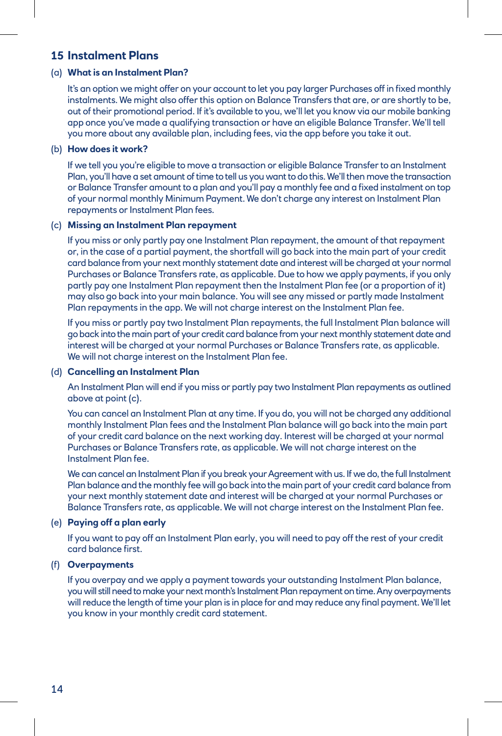## 15 Instalment Plans

**(a) What is an Instalment Plan?**

It's an option we might offer on your account to let you pay larger Purchases off in fixed monthly instalments. We might also offer this option on Balance Transfers that are, or are shortly to be, out of their promotional period. If it's available to you, we'll let you know via our mobile banking app once you've made a qualifying transaction or have an eligible Balance Transfer. We'll tell you more about any available plan, including fees, via the app before you take it out.

**(b) How does it work?**

If we tell you you're eligible to move a transaction or eligible Balance Transfer to an Instalment Plan, you'll have a set amount of time to tell us you want to do this. We'll then move the transaction or Balance Transfer amount to a plan and you'll pay a monthly fee and a fixed instalment on top of your normal monthly Minimum Payment. We don't charge any interest on Instalment Plan repayments or Instalment Plan fees.

**(c) Missing an Instalment Plan repayment**

If you miss or only partly pay one Instalment Plan repayment, the amount of that repayment or, in the case of a partial payment, the shortfall will go back into the main part of your credit card balance from your next monthly statement date and interest will be charged at your normal Purchases or Balance Transfers rate, as applicable. Due to how we apply payments, if you only partly pay one Instalment Plan repayment then the Instalment Plan fee (or a proportion of it) may also go back into your main balance. You will see any missed or partly made Instalment Plan repayments in the app. We will not charge interest on the Instalment Plan fee.

If you miss or partly pay two Instalment Plan repayments, the full Instalment Plan balance will go back into the main part of your credit card balance from your next monthly statement date and interest will be charged at your normal Purchases or Balance Transfers rate, as applicable. We will not charge interest on the Instalment Plan fee.

**(d) Cancelling an Instalment Plan**

An Instalment Plan will end if you miss or partly pay two Instalment Plan repayments as outlined above at point (c).

You can cancel an Instalment Plan at any time. If you do, you will not be charged any additional monthly Instalment Plan fees and the Instalment Plan balance will go back into the main part of your credit card balance on the next working day. Interest will be charged at your normal Purchases or Balance Transfers rate, as applicable. We will not charge interest on the Instalment Plan fee.

We can cancel an Instalment Plan if you break your Agreement with us. If we do, the full Instalment Plan balance and the monthly fee will go back into the main part of your credit card balance from your next monthly statement date and interest will be charged at your normal Purchases or Balance Transfers rate, as applicable. We will not charge interest on the Instalment Plan fee.

**(e) Paying off a plan early**

If you want to pay off an Instalment Plan early, you will need to pay off the rest of your credit card balance first.

**(f) Overpayments**

If you overpay and we apply a payment towards your outstanding Instalment Plan balance, you will still need to make your next month's Instalment Plan repayment on time. Any overpayments will reduce the length of time your plan is in place for and may reduce any final payment. We'll let you know in your monthly credit card statement.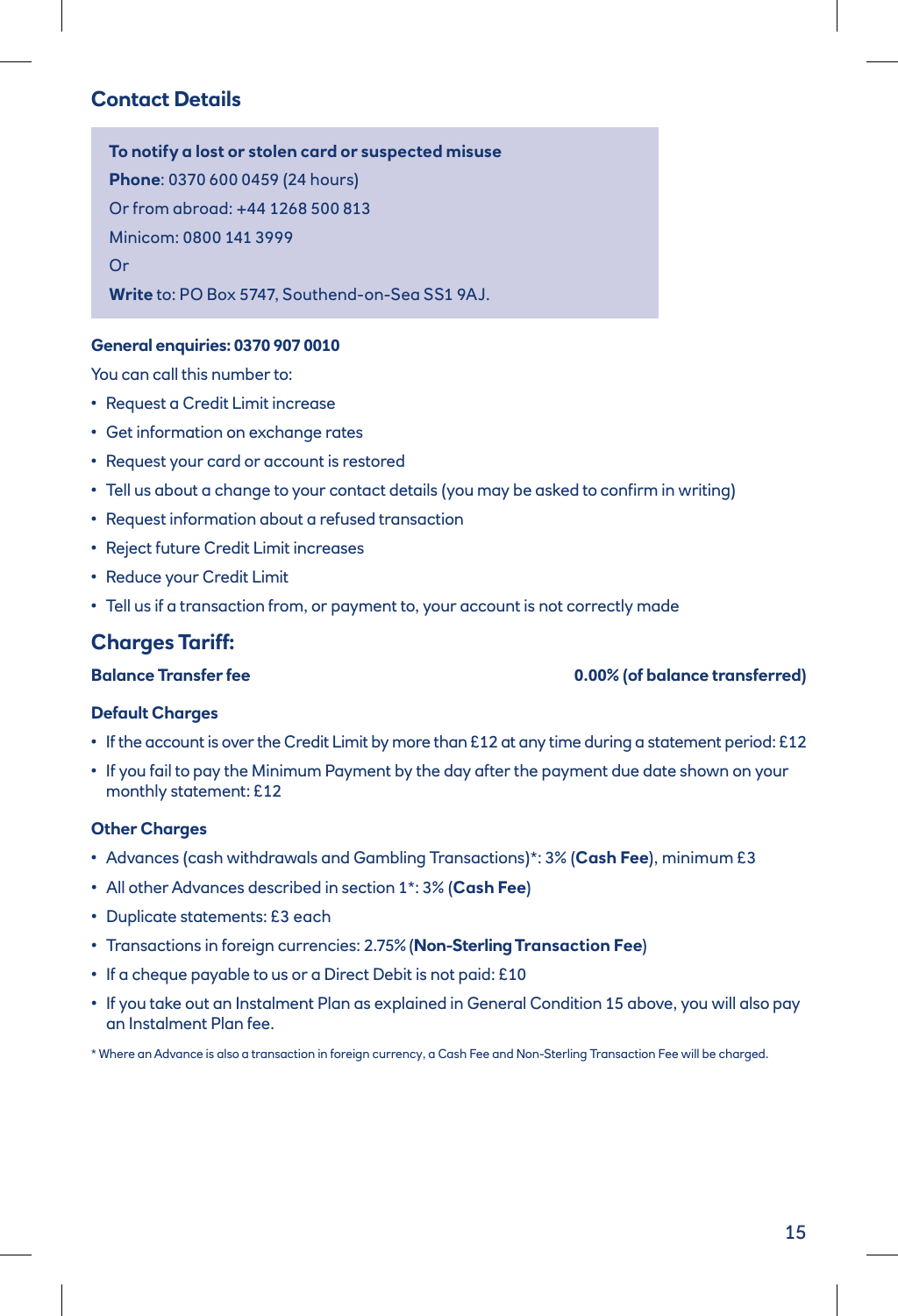## Contact Details

**To notify a lost or stolen card or suspected misuse**

**Phone**: 0370 600 0459 (24 hours)

Or from abroad: +44 1268 500 813

Minicom: 0800 141 3999

Or

**Write** to: PO Box 5747, Southend-on-Sea SS1 9AJ.

**General enquiries: 0370 907 0010**

You can call this number to:

- Request a Credit Limit increase
- Get information on exchange rates
- Request your card or account is restored
- Tell us about a change to your contact details (you may be asked to confirm in writing)
- Request information about a refused transaction
- Reject future Credit Limit increases
- Reduce your Credit Limit
- Tell us if a transaction from, or payment to, your account is not correctly made

## Charges Tariff:

**Balance Transfer fee** **0.00% (of balance transferred)**

**Default Charges**

- If the account is over the Credit Limit by more than £12 at any time during a statement period: £12
- If you fail to pay the Minimum Payment by the day after the payment due date shown on your monthly statement: £12

**Other Charges**

- Advances (cash withdrawals and Gambling Transactions)*: 3% (**Cash Fee**), minimum £3
- All other Advances described in section 1*: 3% (**Cash Fee**)
- Duplicate statements: £3 each
- Transactions in foreign currencies: 2.75% (**Non-Sterling Transaction Fee**)
- If a cheque payable to us or a Direct Debit is not paid: £10
- If you take out an Instalment Plan as explained in General Condition 15 above, you will also pay an Instalment Plan fee.

* Where an Advance is also a transaction in foreign currency, a Cash Fee and Non-Sterling Transaction Fee will be charged.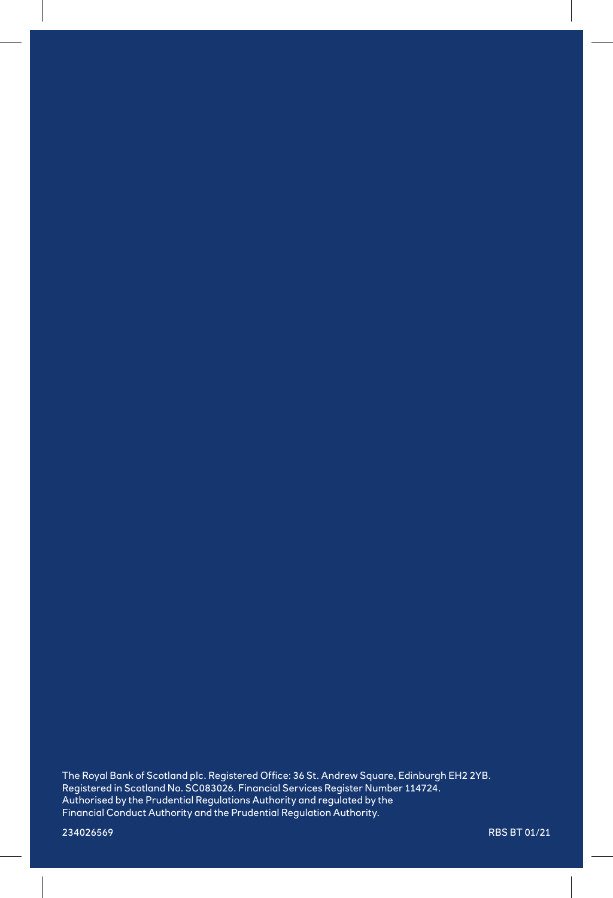The Royal Bank of Scotland plc. Registered Office: 36 St. Andrew Square, Edinburgh EH2 2YB.
Registered in Scotland No. SC083026. Financial Services Register Number 114724.
Authorised by the Prudential Regulations Authority and regulated by the
Financial Conduct Authority and the Prudential Regulation Authority.

234026569

RBS BT 01/21